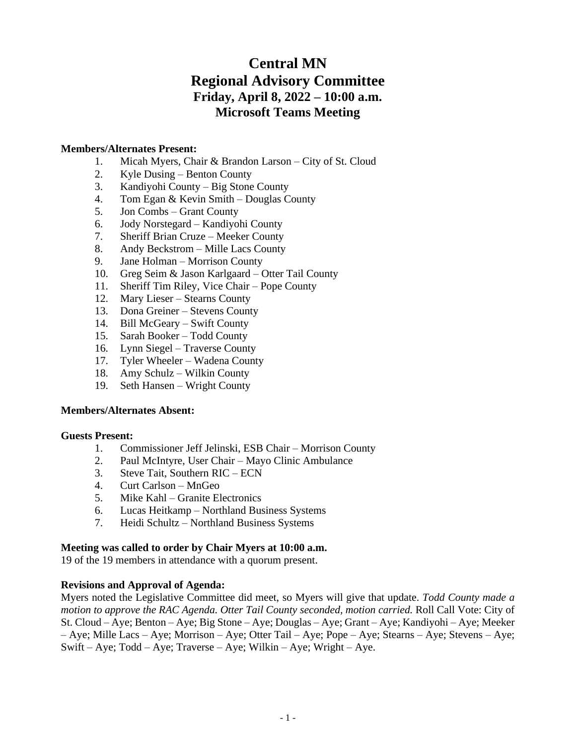# Central MN
# Regional Advisory Committee
## Friday, April 8, 2022 – 10:00 a.m.
## Microsoft Teams Meeting

**Members/Alternates Present:**

1. Micah Myers, Chair & Brandon Larson – City of St. Cloud
2. Kyle Dusing – Benton County
3. Kandiyohi County – Big Stone County
4. Tom Egan & Kevin Smith – Douglas County
5. Jon Combs – Grant County
6. Jody Norstegard – Kandiyohi County
7. Sheriff Brian Cruze – Meeker County
8. Andy Beckstrom – Mille Lacs County
9. Jane Holman – Morrison County
10. Greg Seim & Jason Karlgaard – Otter Tail County
11. Sheriff Tim Riley, Vice Chair – Pope County
12. Mary Lieser – Stearns County
13. Dona Greiner – Stevens County
14. Bill McGeary – Swift County
15. Sarah Booker – Todd County
16. Lynn Siegel – Traverse County
17. Tyler Wheeler – Wadena County
18. Amy Schulz – Wilkin County
19. Seth Hansen – Wright County

**Members/Alternates Absent:**

**Guests Present:**

1. Commissioner Jeff Jelinski, ESB Chair – Morrison County
2. Paul McIntyre, User Chair – Mayo Clinic Ambulance
3. Steve Tait, Southern RIC – ECN
4. Curt Carlson – MnGeo
5. Mike Kahl – Granite Electronics
6. Lucas Heitkamp – Northland Business Systems
7. Heidi Schultz – Northland Business Systems

**Meeting was called to order by Chair Myers at 10:00 a.m.**
19 of the 19 members in attendance with a quorum present.

**Revisions and Approval of Agenda:**
Myers noted the Legislative Committee did meet, so Myers will give that update. *Todd County made a motion to approve the RAC Agenda. Otter Tail County seconded, motion carried.* Roll Call Vote: City of St. Cloud – Aye; Benton – Aye; Big Stone – Aye; Douglas – Aye; Grant – Aye; Kandiyohi – Aye; Meeker – Aye; Mille Lacs – Aye; Morrison – Aye; Otter Tail – Aye; Pope – Aye; Stearns – Aye; Stevens – Aye; Swift – Aye; Todd – Aye; Traverse – Aye; Wilkin – Aye; Wright – Aye.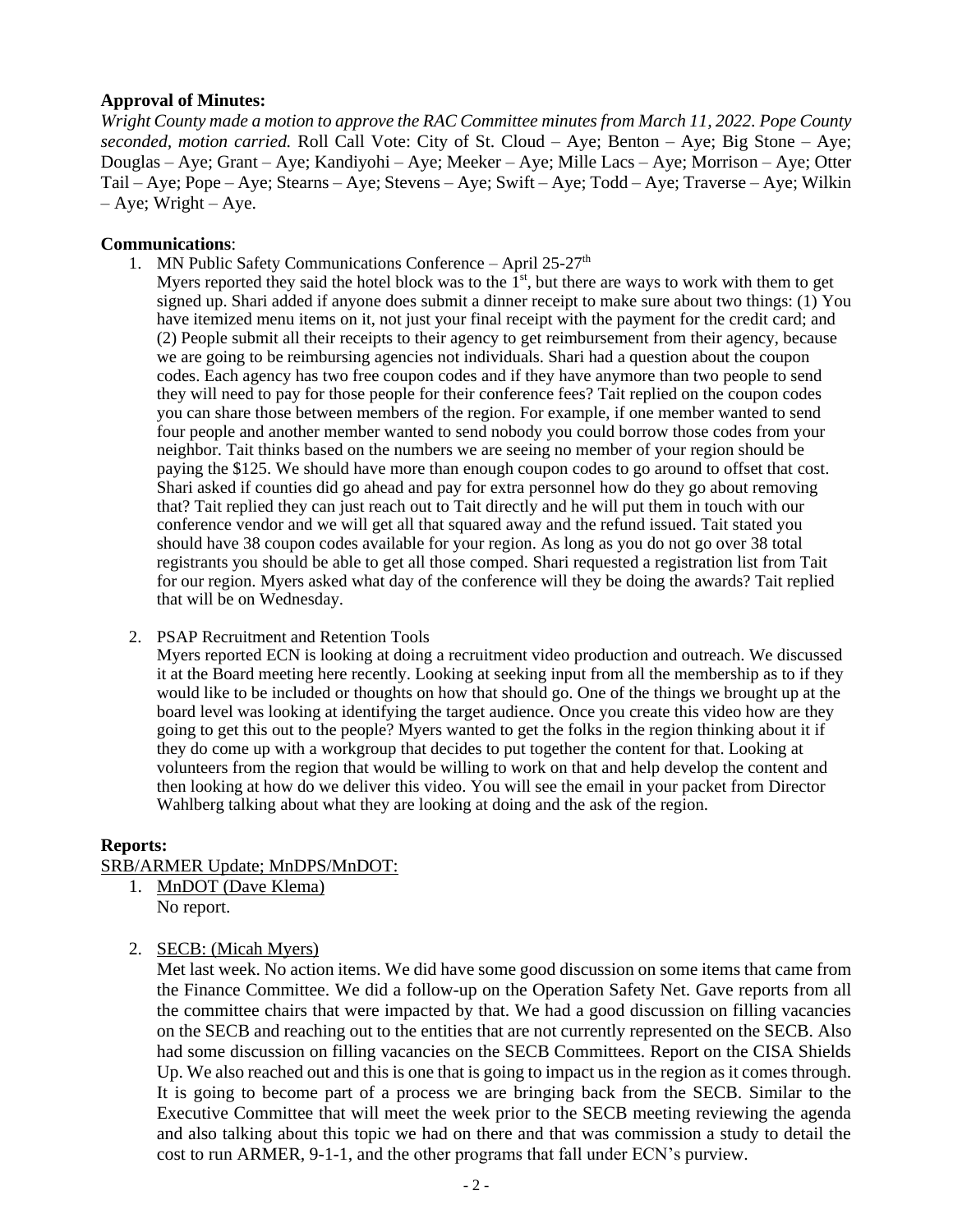**Approval of Minutes:**

*Wright County made a motion to approve the RAC Committee minutes from March 11, 2022. Pope County seconded, motion carried.* Roll Call Vote: City of St. Cloud – Aye; Benton – Aye; Big Stone – Aye; Douglas – Aye; Grant – Aye; Kandiyohi – Aye; Meeker – Aye; Mille Lacs – Aye; Morrison – Aye; Otter Tail – Aye; Pope – Aye; Stearns – Aye; Stevens – Aye; Swift – Aye; Todd – Aye; Traverse – Aye; Wilkin – Aye; Wright – Aye.

**Communications**:

1. MN Public Safety Communications Conference – April 25-27th
   Myers reported they said the hotel block was to the 1st, but there are ways to work with them to get signed up. Shari added if anyone does submit a dinner receipt to make sure about two things: (1) You have itemized menu items on it, not just your final receipt with the payment for the credit card; and (2) People submit all their receipts to their agency to get reimbursement from their agency, because we are going to be reimbursing agencies not individuals. Shari had a question about the coupon codes. Each agency has two free coupon codes and if they have anymore than two people to send they will need to pay for those people for their conference fees? Tait replied on the coupon codes you can share those between members of the region. For example, if one member wanted to send four people and another member wanted to send nobody you could borrow those codes from your neighbor. Tait thinks based on the numbers we are seeing no member of your region should be paying the $125. We should have more than enough coupon codes to go around to offset that cost. Shari asked if counties did go ahead and pay for extra personnel how do they go about removing that? Tait replied they can just reach out to Tait directly and he will put them in touch with our conference vendor and we will get all that squared away and the refund issued. Tait stated you should have 38 coupon codes available for your region. As long as you do not go over 38 total registrants you should be able to get all those comped. Shari requested a registration list from Tait for our region. Myers asked what day of the conference will they be doing the awards? Tait replied that will be on Wednesday.

2. PSAP Recruitment and Retention Tools
   Myers reported ECN is looking at doing a recruitment video production and outreach. We discussed it at the Board meeting here recently. Looking at seeking input from all the membership as to if they would like to be included or thoughts on how that should go. One of the things we brought up at the board level was looking at identifying the target audience. Once you create this video how are they going to get this out to the people? Myers wanted to get the folks in the region thinking about it if they do come up with a workgroup that decides to put together the content for that. Looking at volunteers from the region that would be willing to work on that and help develop the content and then looking at how do we deliver this video. You will see the email in your packet from Director Wahlberg talking about what they are looking at doing and the ask of the region.

**Reports:**

SRB/ARMER Update; MnDPS/MnDOT:

1. MnDOT (Dave Klema)
   No report.

2. SECB: (Micah Myers)
   Met last week. No action items. We did have some good discussion on some items that came from the Finance Committee. We did a follow-up on the Operation Safety Net. Gave reports from all the committee chairs that were impacted by that. We had a good discussion on filling vacancies on the SECB and reaching out to the entities that are not currently represented on the SECB. Also had some discussion on filling vacancies on the SECB Committees. Report on the CISA Shields Up. We also reached out and this is one that is going to impact us in the region as it comes through. It is going to become part of a process we are bringing back from the SECB. Similar to the Executive Committee that will meet the week prior to the SECB meeting reviewing the agenda and also talking about this topic we had on there and that was commission a study to detail the cost to run ARMER, 9-1-1, and the other programs that fall under ECN's purview.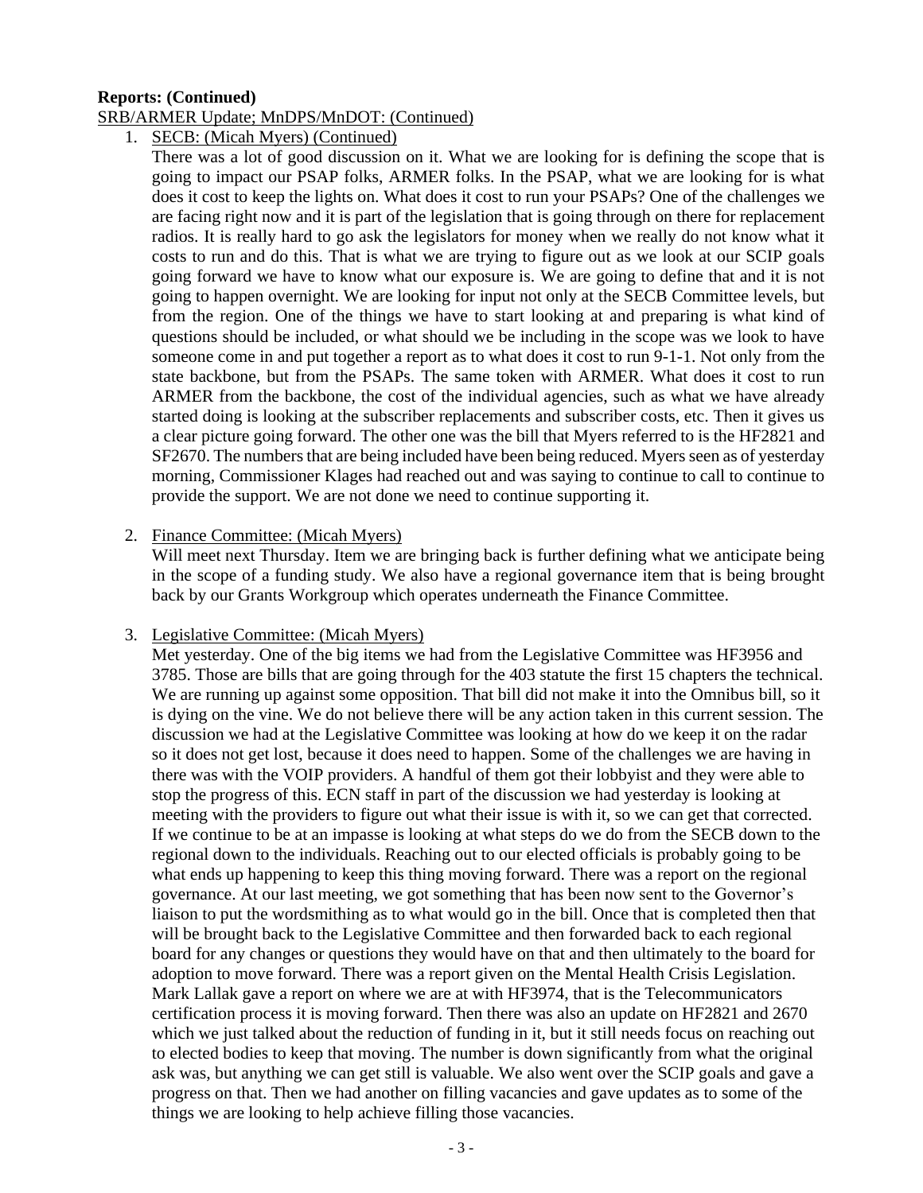**Reports: (Continued)**

SRB/ARMER Update; MnDPS/MnDOT: (Continued)

1. SECB: (Micah Myers) (Continued)

   There was a lot of good discussion on it. What we are looking for is defining the scope that is going to impact our PSAP folks, ARMER folks. In the PSAP, what we are looking for is what does it cost to keep the lights on. What does it cost to run your PSAPs? One of the challenges we are facing right now and it is part of the legislation that is going through on there for replacement radios. It is really hard to go ask the legislators for money when we really do not know what it costs to run and do this. That is what we are trying to figure out as we look at our SCIP goals going forward we have to know what our exposure is. We are going to define that and it is not going to happen overnight. We are looking for input not only at the SECB Committee levels, but from the region. One of the things we have to start looking at and preparing is what kind of questions should be included, or what should we be including in the scope was we look to have someone come in and put together a report as to what does it cost to run 9-1-1. Not only from the state backbone, but from the PSAPs. The same token with ARMER. What does it cost to run ARMER from the backbone, the cost of the individual agencies, such as what we have already started doing is looking at the subscriber replacements and subscriber costs, etc. Then it gives us a clear picture going forward. The other one was the bill that Myers referred to is the HF2821 and SF2670. The numbers that are being included have been being reduced. Myers seen as of yesterday morning, Commissioner Klages had reached out and was saying to continue to call to continue to provide the support. We are not done we need to continue supporting it.

2. Finance Committee: (Micah Myers)

   Will meet next Thursday. Item we are bringing back is further defining what we anticipate being in the scope of a funding study. We also have a regional governance item that is being brought back by our Grants Workgroup which operates underneath the Finance Committee.

3. Legislative Committee: (Micah Myers)

   Met yesterday. One of the big items we had from the Legislative Committee was HF3956 and 3785. Those are bills that are going through for the 403 statute the first 15 chapters the technical. We are running up against some opposition. That bill did not make it into the Omnibus bill, so it is dying on the vine. We do not believe there will be any action taken in this current session. The discussion we had at the Legislative Committee was looking at how do we keep it on the radar so it does not get lost, because it does need to happen. Some of the challenges we are having in there was with the VOIP providers. A handful of them got their lobbyist and they were able to stop the progress of this. ECN staff in part of the discussion we had yesterday is looking at meeting with the providers to figure out what their issue is with it, so we can get that corrected. If we continue to be at an impasse is looking at what steps do we do from the SECB down to the regional down to the individuals. Reaching out to our elected officials is probably going to be what ends up happening to keep this thing moving forward. There was a report on the regional governance. At our last meeting, we got something that has been now sent to the Governor's liaison to put the wordsmithing as to what would go in the bill. Once that is completed then that will be brought back to the Legislative Committee and then forwarded back to each regional board for any changes or questions they would have on that and then ultimately to the board for adoption to move forward. There was a report given on the Mental Health Crisis Legislation. Mark Lallak gave a report on where we are at with HF3974, that is the Telecommunicators certification process it is moving forward. Then there was also an update on HF2821 and 2670 which we just talked about the reduction of funding in it, but it still needs focus on reaching out to elected bodies to keep that moving. The number is down significantly from what the original ask was, but anything we can get still is valuable. We also went over the SCIP goals and gave a progress on that. Then we had another on filling vacancies and gave updates as to some of the things we are looking to help achieve filling those vacancies.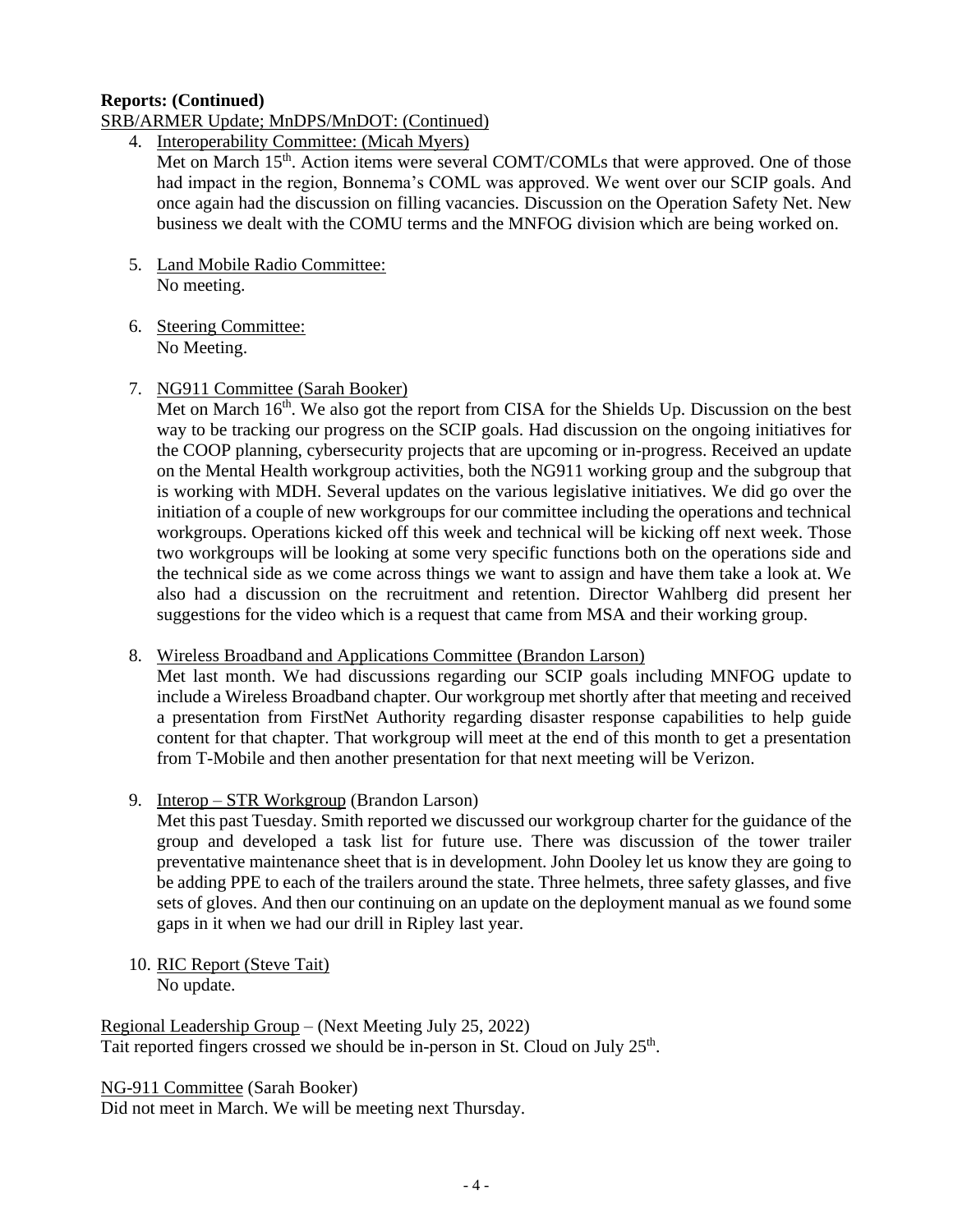**Reports: (Continued)**

SRB/ARMER Update; MnDPS/MnDOT: (Continued)

4. Interoperability Committee: (Micah Myers)
   Met on March 15th. Action items were several COMT/COMLs that were approved. One of those had impact in the region, Bonnema's COML was approved. We went over our SCIP goals. And once again had the discussion on filling vacancies. Discussion on the Operation Safety Net. New business we dealt with the COMU terms and the MNFOG division which are being worked on.

5. Land Mobile Radio Committee:
   No meeting.

6. Steering Committee:
   No Meeting.

7. NG911 Committee (Sarah Booker)
   Met on March 16th. We also got the report from CISA for the Shields Up. Discussion on the best way to be tracking our progress on the SCIP goals. Had discussion on the ongoing initiatives for the COOP planning, cybersecurity projects that are upcoming or in-progress. Received an update on the Mental Health workgroup activities, both the NG911 working group and the subgroup that is working with MDH. Several updates on the various legislative initiatives. We did go over the initiation of a couple of new workgroups for our committee including the operations and technical workgroups. Operations kicked off this week and technical will be kicking off next week. Those two workgroups will be looking at some very specific functions both on the operations side and the technical side as we come across things we want to assign and have them take a look at. We also had a discussion on the recruitment and retention. Director Wahlberg did present her suggestions for the video which is a request that came from MSA and their working group.

8. Wireless Broadband and Applications Committee (Brandon Larson)
   Met last month. We had discussions regarding our SCIP goals including MNFOG update to include a Wireless Broadband chapter. Our workgroup met shortly after that meeting and received a presentation from FirstNet Authority regarding disaster response capabilities to help guide content for that chapter. That workgroup will meet at the end of this month to get a presentation from T-Mobile and then another presentation for that next meeting will be Verizon.

9. Interop – STR Workgroup (Brandon Larson)
   Met this past Tuesday. Smith reported we discussed our workgroup charter for the guidance of the group and developed a task list for future use. There was discussion of the tower trailer preventative maintenance sheet that is in development. John Dooley let us know they are going to be adding PPE to each of the trailers around the state. Three helmets, three safety glasses, and five sets of gloves. And then our continuing on an update on the deployment manual as we found some gaps in it when we had our drill in Ripley last year.

10. RIC Report (Steve Tait)
    No update.

Regional Leadership Group – (Next Meeting July 25, 2022)
Tait reported fingers crossed we should be in-person in St. Cloud on July 25th.

NG-911 Committee (Sarah Booker)
Did not meet in March. We will be meeting next Thursday.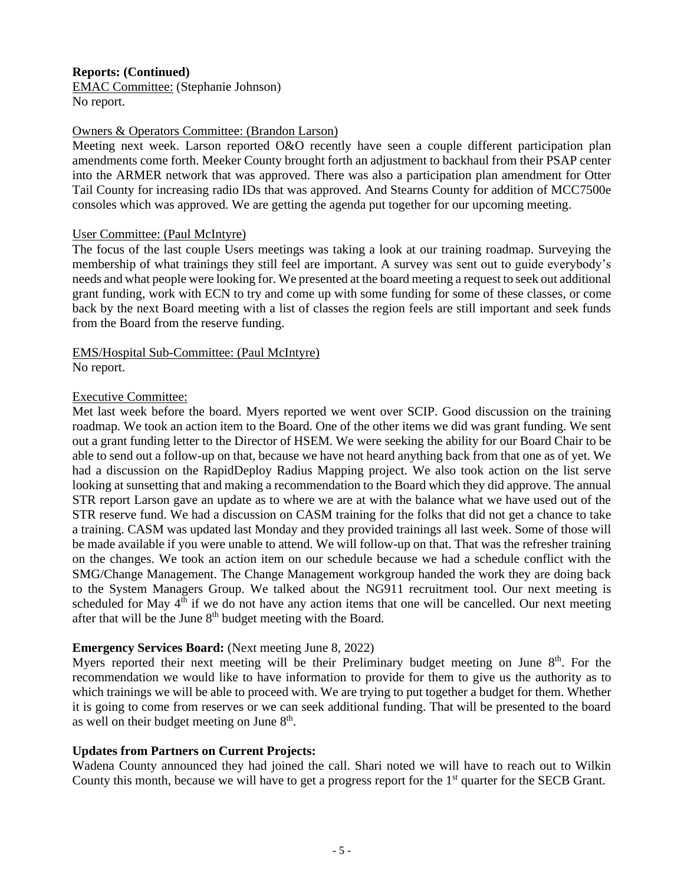**Reports: (Continued)**

EMAC Committee: (Stephanie Johnson)
No report.

Owners & Operators Committee: (Brandon Larson)
Meeting next week. Larson reported O&O recently have seen a couple different participation plan amendments come forth. Meeker County brought forth an adjustment to backhaul from their PSAP center into the ARMER network that was approved. There was also a participation plan amendment for Otter Tail County for increasing radio IDs that was approved. And Stearns County for addition of MCC7500e consoles which was approved. We are getting the agenda put together for our upcoming meeting.

User Committee: (Paul McIntyre)
The focus of the last couple Users meetings was taking a look at our training roadmap. Surveying the membership of what trainings they still feel are important. A survey was sent out to guide everybody's needs and what people were looking for. We presented at the board meeting a request to seek out additional grant funding, work with ECN to try and come up with some funding for some of these classes, or come back by the next Board meeting with a list of classes the region feels are still important and seek funds from the Board from the reserve funding.

EMS/Hospital Sub-Committee: (Paul McIntyre)
No report.

Executive Committee:
Met last week before the board. Myers reported we went over SCIP. Good discussion on the training roadmap. We took an action item to the Board. One of the other items we did was grant funding. We sent out a grant funding letter to the Director of HSEM. We were seeking the ability for our Board Chair to be able to send out a follow-up on that, because we have not heard anything back from that one as of yet. We had a discussion on the RapidDeploy Radius Mapping project. We also took action on the list serve looking at sunsetting that and making a recommendation to the Board which they did approve. The annual STR report Larson gave an update as to where we are at with the balance what we have used out of the STR reserve fund. We had a discussion on CASM training for the folks that did not get a chance to take a training. CASM was updated last Monday and they provided trainings all last week. Some of those will be made available if you were unable to attend. We will follow-up on that. That was the refresher training on the changes. We took an action item on our schedule because we had a schedule conflict with the SMG/Change Management. The Change Management workgroup handed the work they are doing back to the System Managers Group. We talked about the NG911 recruitment tool. Our next meeting is scheduled for May 4th if we do not have any action items that one will be cancelled. Our next meeting after that will be the June 8th budget meeting with the Board.

**Emergency Services Board:** (Next meeting June 8, 2022)
Myers reported their next meeting will be their Preliminary budget meeting on June 8th. For the recommendation we would like to have information to provide for them to give us the authority as to which trainings we will be able to proceed with. We are trying to put together a budget for them. Whether it is going to come from reserves or we can seek additional funding. That will be presented to the board as well on their budget meeting on June 8th.

**Updates from Partners on Current Projects:**
Wadena County announced they had joined the call. Shari noted we will have to reach out to Wilkin County this month, because we will have to get a progress report for the 1st quarter for the SECB Grant.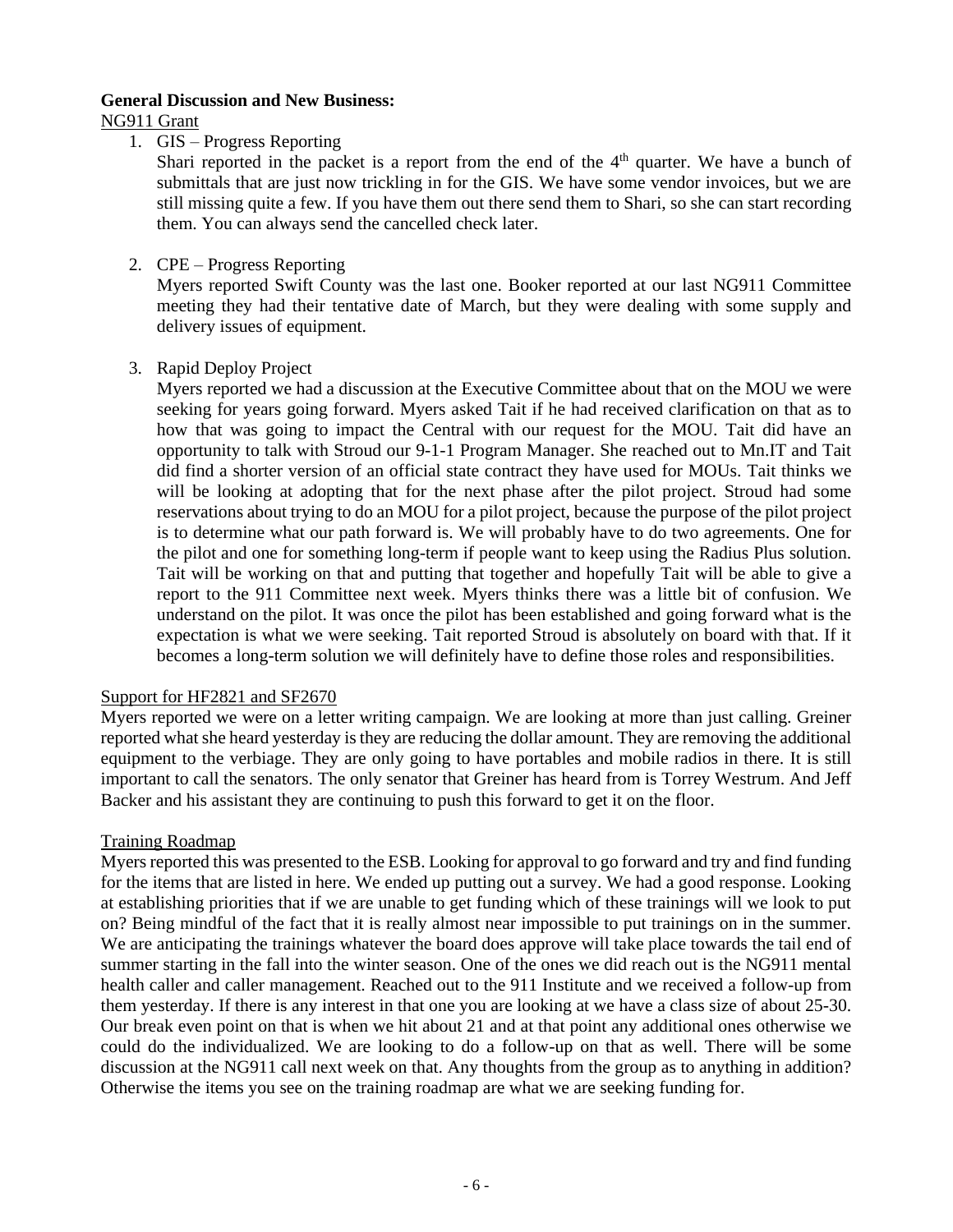**General Discussion and New Business:**

NG911 Grant

1. GIS – Progress Reporting

   Shari reported in the packet is a report from the end of the 4th quarter. We have a bunch of submittals that are just now trickling in for the GIS. We have some vendor invoices, but we are still missing quite a few. If you have them out there send them to Shari, so she can start recording them. You can always send the cancelled check later.

2. CPE – Progress Reporting

   Myers reported Swift County was the last one. Booker reported at our last NG911 Committee meeting they had their tentative date of March, but they were dealing with some supply and delivery issues of equipment.

3. Rapid Deploy Project

   Myers reported we had a discussion at the Executive Committee about that on the MOU we were seeking for years going forward. Myers asked Tait if he had received clarification on that as to how that was going to impact the Central with our request for the MOU. Tait did have an opportunity to talk with Stroud our 9-1-1 Program Manager. She reached out to Mn.IT and Tait did find a shorter version of an official state contract they have used for MOUs. Tait thinks we will be looking at adopting that for the next phase after the pilot project. Stroud had some reservations about trying to do an MOU for a pilot project, because the purpose of the pilot project is to determine what our path forward is. We will probably have to do two agreements. One for the pilot and one for something long-term if people want to keep using the Radius Plus solution. Tait will be working on that and putting that together and hopefully Tait will be able to give a report to the 911 Committee next week. Myers thinks there was a little bit of confusion. We understand on the pilot. It was once the pilot has been established and going forward what is the expectation is what we were seeking. Tait reported Stroud is absolutely on board with that. If it becomes a long-term solution we will definitely have to define those roles and responsibilities.

Support for HF2821 and SF2670

Myers reported we were on a letter writing campaign. We are looking at more than just calling. Greiner reported what she heard yesterday is they are reducing the dollar amount. They are removing the additional equipment to the verbiage. They are only going to have portables and mobile radios in there. It is still important to call the senators. The only senator that Greiner has heard from is Torrey Westrum. And Jeff Backer and his assistant they are continuing to push this forward to get it on the floor.

Training Roadmap

Myers reported this was presented to the ESB. Looking for approval to go forward and try and find funding for the items that are listed in here. We ended up putting out a survey. We had a good response. Looking at establishing priorities that if we are unable to get funding which of these trainings will we look to put on? Being mindful of the fact that it is really almost near impossible to put trainings on in the summer. We are anticipating the trainings whatever the board does approve will take place towards the tail end of summer starting in the fall into the winter season. One of the ones we did reach out is the NG911 mental health caller and caller management. Reached out to the 911 Institute and we received a follow-up from them yesterday. If there is any interest in that one you are looking at we have a class size of about 25-30. Our break even point on that is when we hit about 21 and at that point any additional ones otherwise we could do the individualized. We are looking to do a follow-up on that as well. There will be some discussion at the NG911 call next week on that. Any thoughts from the group as to anything in addition? Otherwise the items you see on the training roadmap are what we are seeking funding for.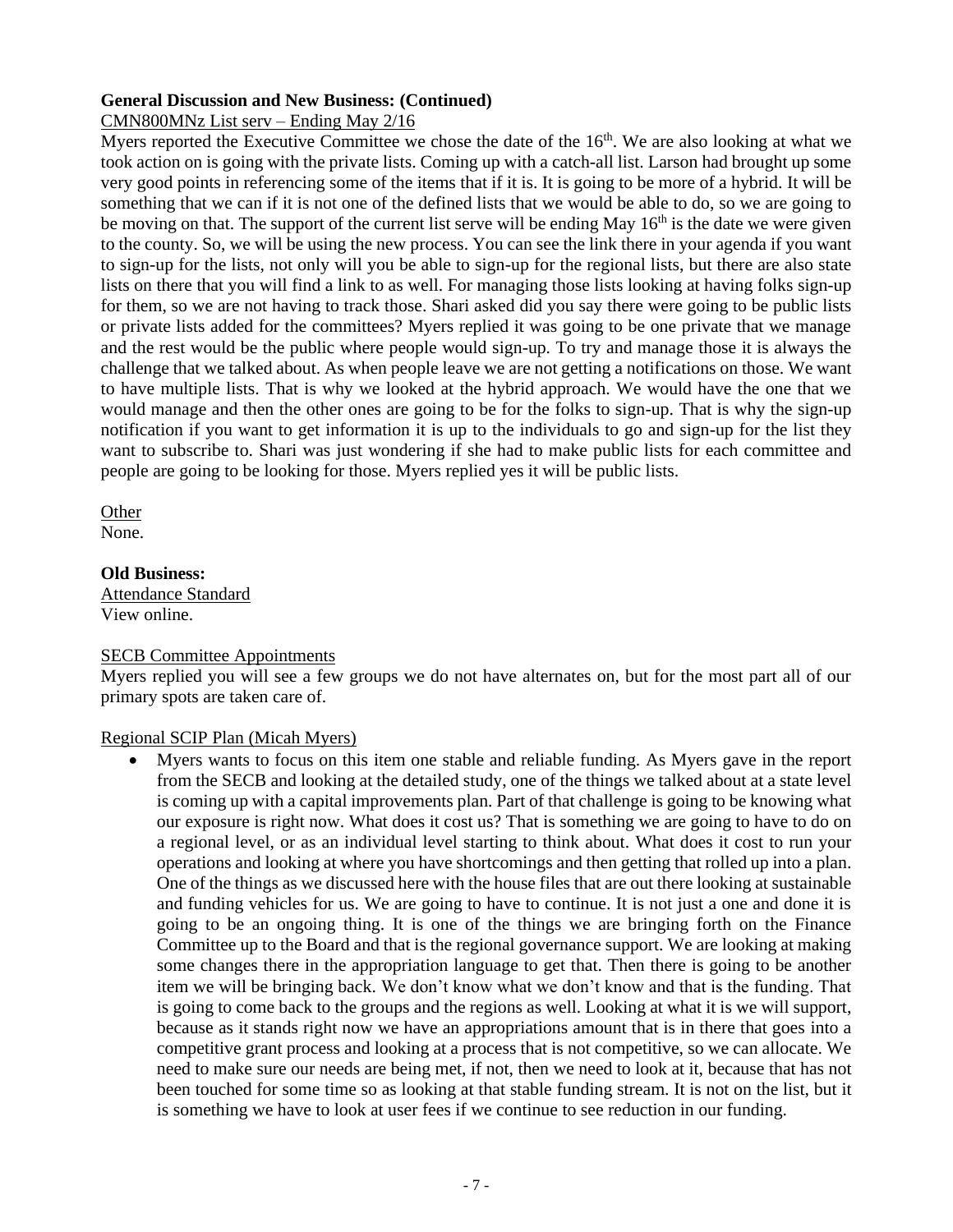**General Discussion and New Business: (Continued)**

CMN800MNz List serv – Ending May 2/16

Myers reported the Executive Committee we chose the date of the 16th. We are also looking at what we took action on is going with the private lists. Coming up with a catch-all list. Larson had brought up some very good points in referencing some of the items that if it is. It is going to be more of a hybrid. It will be something that we can if it is not one of the defined lists that we would be able to do, so we are going to be moving on that. The support of the current list serve will be ending May 16th is the date we were given to the county. So, we will be using the new process. You can see the link there in your agenda if you want to sign-up for the lists, not only will you be able to sign-up for the regional lists, but there are also state lists on there that you will find a link to as well. For managing those lists looking at having folks sign-up for them, so we are not having to track those. Shari asked did you say there were going to be public lists or private lists added for the committees? Myers replied it was going to be one private that we manage and the rest would be the public where people would sign-up. To try and manage those it is always the challenge that we talked about. As when people leave we are not getting a notifications on those. We want to have multiple lists. That is why we looked at the hybrid approach. We would have the one that we would manage and then the other ones are going to be for the folks to sign-up. That is why the sign-up notification if you want to get information it is up to the individuals to go and sign-up for the list they want to subscribe to. Shari was just wondering if she had to make public lists for each committee and people are going to be looking for those. Myers replied yes it will be public lists.

Other

None.

**Old Business:**

Attendance Standard

View online.

SECB Committee Appointments

Myers replied you will see a few groups we do not have alternates on, but for the most part all of our primary spots are taken care of.

Regional SCIP Plan (Micah Myers)

- Myers wants to focus on this item one stable and reliable funding. As Myers gave in the report from the SECB and looking at the detailed study, one of the things we talked about at a state level is coming up with a capital improvements plan. Part of that challenge is going to be knowing what our exposure is right now. What does it cost us? That is something we are going to have to do on a regional level, or as an individual level starting to think about. What does it cost to run your operations and looking at where you have shortcomings and then getting that rolled up into a plan. One of the things as we discussed here with the house files that are out there looking at sustainable and funding vehicles for us. We are going to have to continue. It is not just a one and done it is going to be an ongoing thing. It is one of the things we are bringing forth on the Finance Committee up to the Board and that is the regional governance support. We are looking at making some changes there in the appropriation language to get that. Then there is going to be another item we will be bringing back. We don't know what we don't know and that is the funding. That is going to come back to the groups and the regions as well. Looking at what it is we will support, because as it stands right now we have an appropriations amount that is in there that goes into a competitive grant process and looking at a process that is not competitive, so we can allocate. We need to make sure our needs are being met, if not, then we need to look at it, because that has not been touched for some time so as looking at that stable funding stream. It is not on the list, but it is something we have to look at user fees if we continue to see reduction in our funding.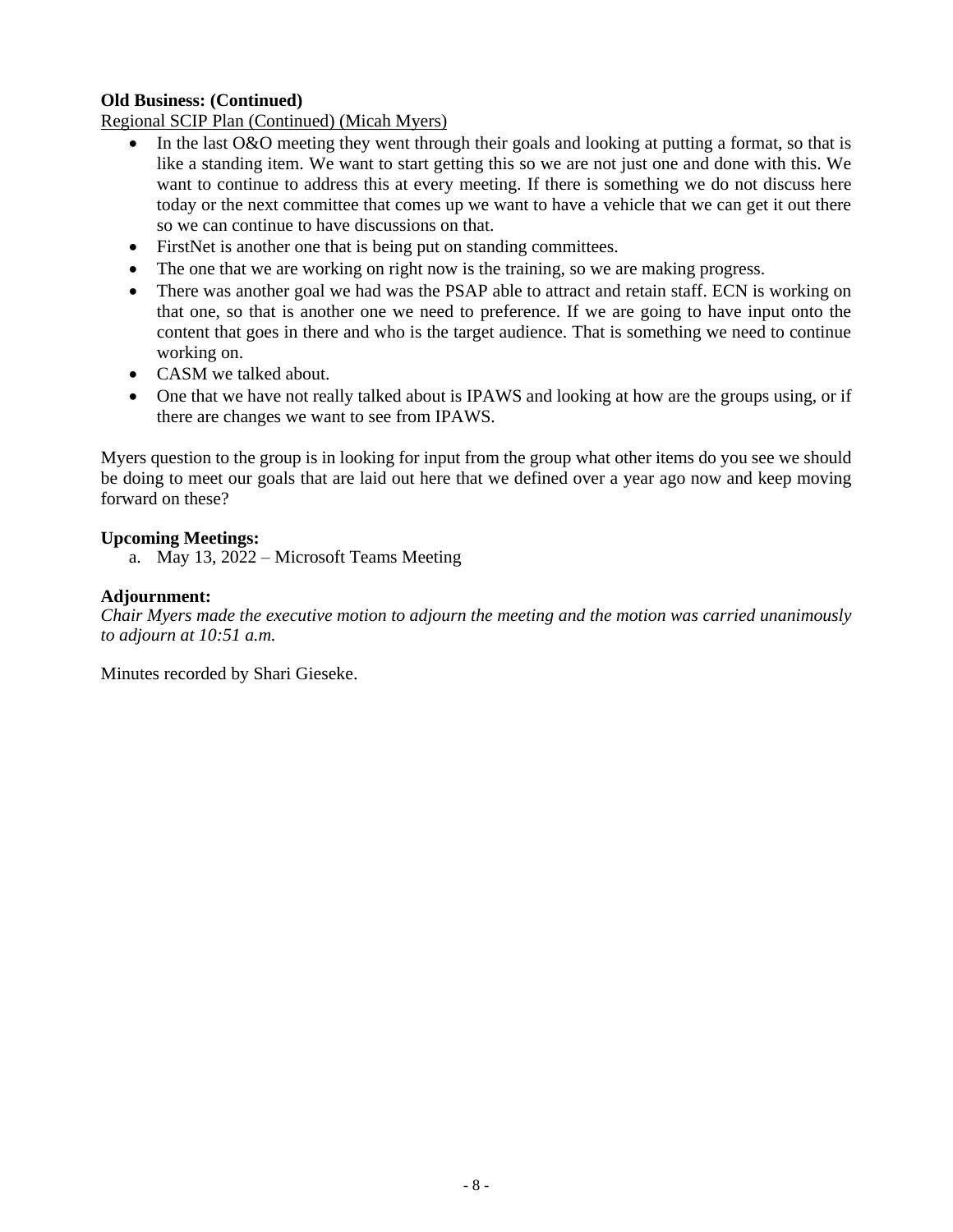**Old Business: (Continued)**

Regional SCIP Plan (Continued) (Micah Myers)

- In the last O&O meeting they went through their goals and looking at putting a format, so that is like a standing item. We want to start getting this so we are not just one and done with this. We want to continue to address this at every meeting. If there is something we do not discuss here today or the next committee that comes up we want to have a vehicle that we can get it out there so we can continue to have discussions on that.
- FirstNet is another one that is being put on standing committees.
- The one that we are working on right now is the training, so we are making progress.
- There was another goal we had was the PSAP able to attract and retain staff. ECN is working on that one, so that is another one we need to preference. If we are going to have input onto the content that goes in there and who is the target audience. That is something we need to continue working on.
- CASM we talked about.
- One that we have not really talked about is IPAWS and looking at how are the groups using, or if there are changes we want to see from IPAWS.

Myers question to the group is in looking for input from the group what other items do you see we should be doing to meet our goals that are laid out here that we defined over a year ago now and keep moving forward on these?

**Upcoming Meetings:**

a. May 13, 2022 – Microsoft Teams Meeting

**Adjournment:**

*Chair Myers made the executive motion to adjourn the meeting and the motion was carried unanimously to adjourn at 10:51 a.m.*

Minutes recorded by Shari Gieseke.